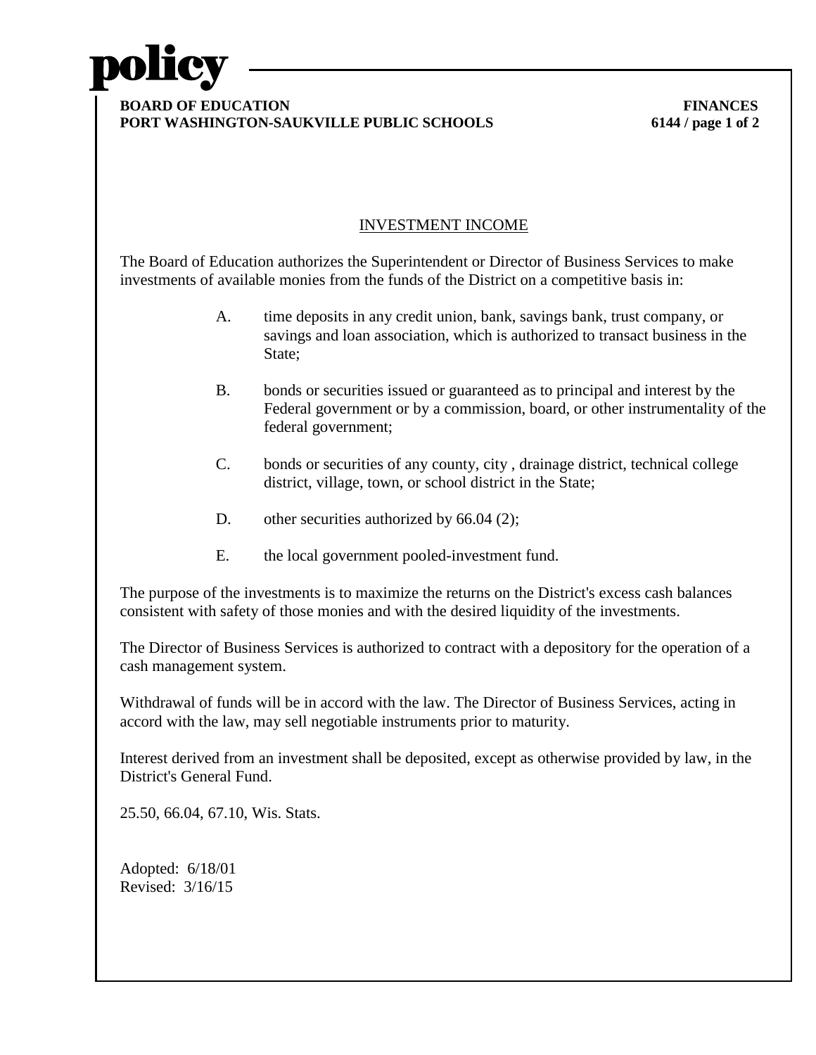## INVESTMENT INCOME

The Board of Education authorizes the Superintendent or Director of Business Services to make investments of available monies from the funds of the District on a competitive basis in:

A. time deposits in any credit union, bank, savings bank, trust company, or savings and loan association, which is authorized to transact business in the State;

B. bonds or securities issued or guaranteed as to principal and interest by the Federal government or by a commission, board, or other instrumentality of the federal government;

C. bonds or securities of any county, city , drainage district, technical college district, village, town, or school district in the State;

D. other securities authorized by 66.04 (2);

E. the local government pooled-investment fund.

The purpose of the investments is to maximize the returns on the District's excess cash balances consistent with safety of those monies and with the desired liquidity of the investments.

The Director of Business Services is authorized to contract with a depository for the operation of a cash management system.

Withdrawal of funds will be in accord with the law. The Director of Business Services, acting in accord with the law, may sell negotiable instruments prior to maturity.

Interest derived from an investment shall be deposited, except as otherwise provided by law, in the District's General Fund.

25.50, 66.04, 67.10, Wis. Stats.

Adopted: 6/18/01
Revised: 3/16/15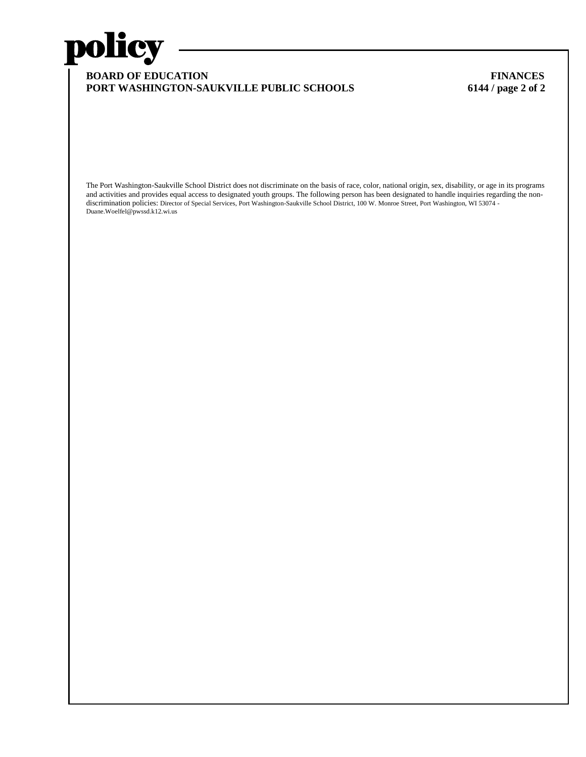The Port Washington-Saukville School District does not discriminate on the basis of race, color, national origin, sex, disability, or age in its programs and activities and provides equal access to designated youth groups. The following person has been designated to handle inquiries regarding the non-discrimination policies: Director of Special Services, Port Washington-Saukville School District, 100 W. Monroe Street, Port Washington, WI 53074 - Duane.Woelfel@pwssd.k12.wi.us